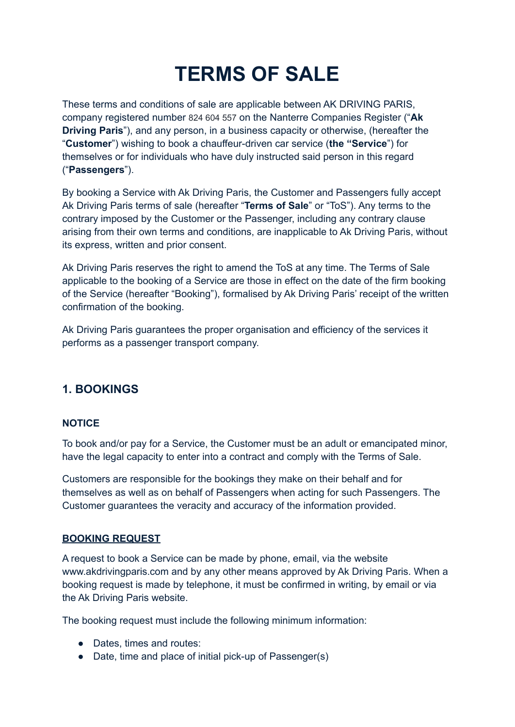# TERMS OF SALE

These terms and conditions of sale are applicable between AK DRIVING PARIS, company registered number 824 604 557 on the Nanterre Companies Register ("**Ak Driving Paris**"), and any person, in a business capacity or otherwise, (hereafter the "**Customer**") wishing to book a chauffeur-driven car service (**the "Service**") for themselves or for individuals who have duly instructed said person in this regard ("**Passengers**").

By booking a Service with Ak Driving Paris, the Customer and Passengers fully accept Ak Driving Paris terms of sale (hereafter "**Terms of Sale**" or "ToS"). Any terms to the contrary imposed by the Customer or the Passenger, including any contrary clause arising from their own terms and conditions, are inapplicable to Ak Driving Paris, without its express, written and prior consent.

Ak Driving Paris reserves the right to amend the ToS at any time. The Terms of Sale applicable to the booking of a Service are those in effect on the date of the firm booking of the Service (hereafter "Booking"), formalised by Ak Driving Paris' receipt of the written confirmation of the booking.

Ak Driving Paris guarantees the proper organisation and efficiency of the services it performs as a passenger transport company.

## 1. BOOKINGS

### NOTICE

To book and/or pay for a Service, the Customer must be an adult or emancipated minor, have the legal capacity to enter into a contract and comply with the Terms of Sale.

Customers are responsible for the bookings they make on their behalf and for themselves as well as on behalf of Passengers when acting for such Passengers. The Customer guarantees the veracity and accuracy of the information provided.

### BOOKING REQUEST

A request to book a Service can be made by phone, email, via the website www.akdrivingparis.com and by any other means approved by Ak Driving Paris. When a booking request is made by telephone, it must be confirmed in writing, by email or via the Ak Driving Paris website.

The booking request must include the following minimum information:

- Dates, times and routes:
- Date, time and place of initial pick-up of Passenger(s)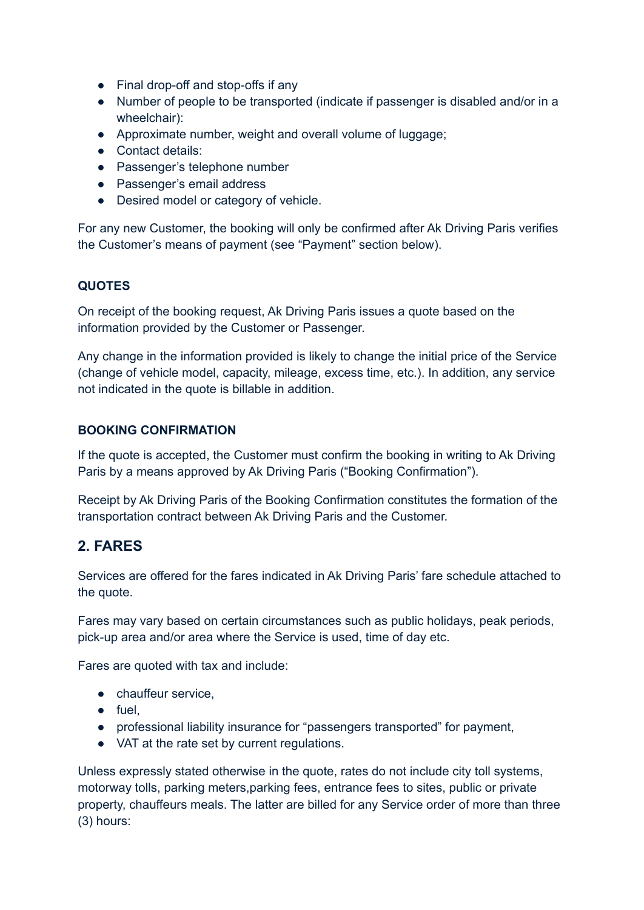- Final drop-off and stop-offs if any
- Number of people to be transported (indicate if passenger is disabled and/or in a wheelchair):
- Approximate number, weight and overall volume of luggage;
- Contact details:
- Passenger's telephone number
- Passenger's email address
- Desired model or category of vehicle.

For any new Customer, the booking will only be confirmed after Ak Driving Paris verifies the Customer's means of payment (see "Payment" section below).

**QUOTES**

On receipt of the booking request, Ak Driving Paris issues a quote based on the information provided by the Customer or Passenger.

Any change in the information provided is likely to change the initial price of the Service (change of vehicle model, capacity, mileage, excess time, etc.). In addition, any service not indicated in the quote is billable in addition.

**BOOKING CONFIRMATION**

If the quote is accepted, the Customer must confirm the booking in writing to Ak Driving Paris by a means approved by Ak Driving Paris ("Booking Confirmation").

Receipt by Ak Driving Paris of the Booking Confirmation constitutes the formation of the transportation contract between Ak Driving Paris and the Customer.

## 2. FARES

Services are offered for the fares indicated in Ak Driving Paris' fare schedule attached to the quote.

Fares may vary based on certain circumstances such as public holidays, peak periods, pick-up area and/or area where the Service is used, time of day etc.

Fares are quoted with tax and include:

- chauffeur service,
- fuel,
- professional liability insurance for "passengers transported" for payment,
- VAT at the rate set by current regulations.

Unless expressly stated otherwise in the quote, rates do not include city toll systems, motorway tolls, parking meters,parking fees, entrance fees to sites, public or private property, chauffeurs meals. The latter are billed for any Service order of more than three (3) hours: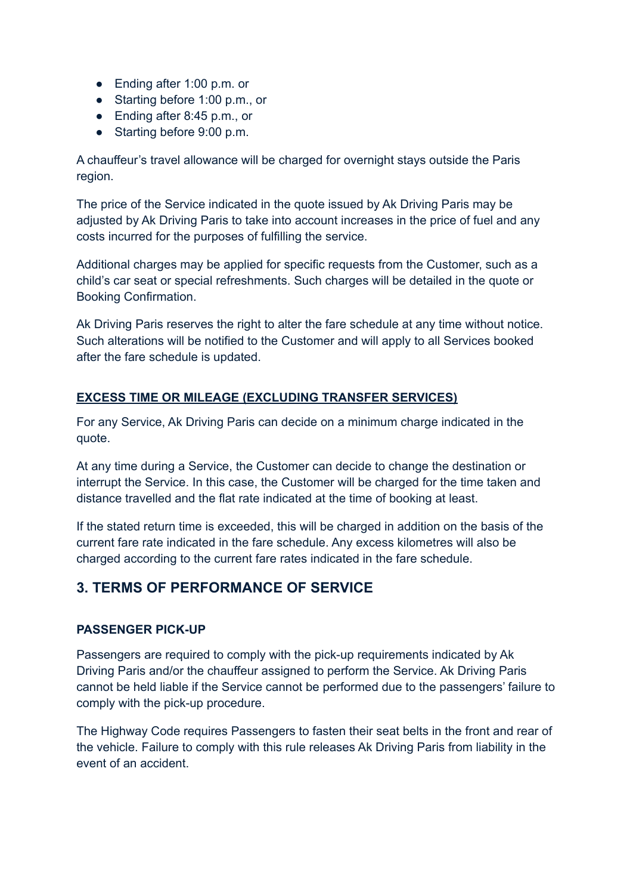- Ending after 1:00 p.m. or
- Starting before 1:00 p.m., or
- Ending after 8:45 p.m., or
- Starting before 9:00 p.m.

A chauffeur's travel allowance will be charged for overnight stays outside the Paris region.

The price of the Service indicated in the quote issued by Ak Driving Paris may be adjusted by Ak Driving Paris to take into account increases in the price of fuel and any costs incurred for the purposes of fulfilling the service.

Additional charges may be applied for specific requests from the Customer, such as a child's car seat or special refreshments. Such charges will be detailed in the quote or Booking Confirmation.

Ak Driving Paris reserves the right to alter the fare schedule at any time without notice. Such alterations will be notified to the Customer and will apply to all Services booked after the fare schedule is updated.

#### EXCESS TIME OR MILEAGE (EXCLUDING TRANSFER SERVICES)

For any Service, Ak Driving Paris can decide on a minimum charge indicated in the quote.

At any time during a Service, the Customer can decide to change the destination or interrupt the Service. In this case, the Customer will be charged for the time taken and distance travelled and the flat rate indicated at the time of booking at least.

If the stated return time is exceeded, this will be charged in addition on the basis of the current fare rate indicated in the fare schedule. Any excess kilometres will also be charged according to the current fare rates indicated in the fare schedule.

## 3. TERMS OF PERFORMANCE OF SERVICE

#### PASSENGER PICK-UP

Passengers are required to comply with the pick-up requirements indicated by Ak Driving Paris and/or the chauffeur assigned to perform the Service. Ak Driving Paris cannot be held liable if the Service cannot be performed due to the passengers' failure to comply with the pick-up procedure.

The Highway Code requires Passengers to fasten their seat belts in the front and rear of the vehicle. Failure to comply with this rule releases Ak Driving Paris from liability in the event of an accident.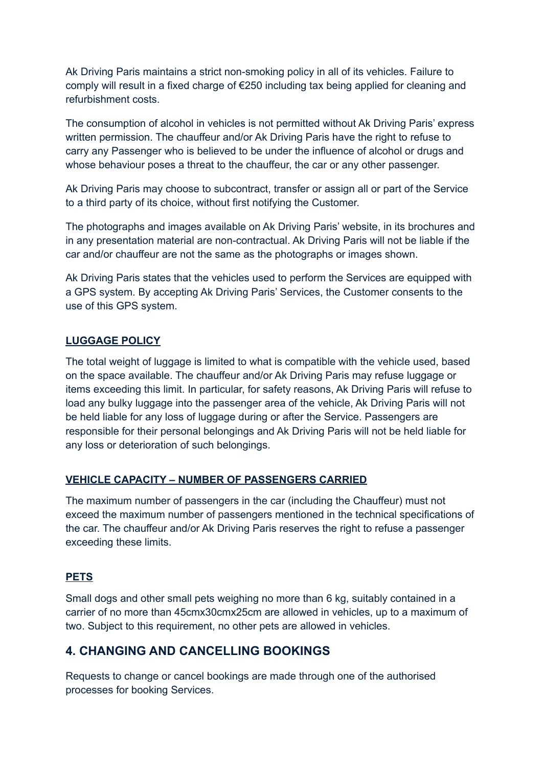Ak Driving Paris maintains a strict non-smoking policy in all of its vehicles. Failure to comply will result in a fixed charge of €250 including tax being applied for cleaning and refurbishment costs.

The consumption of alcohol in vehicles is not permitted without Ak Driving Paris' express written permission. The chauffeur and/or Ak Driving Paris have the right to refuse to carry any Passenger who is believed to be under the influence of alcohol or drugs and whose behaviour poses a threat to the chauffeur, the car or any other passenger.

Ak Driving Paris may choose to subcontract, transfer or assign all or part of the Service to a third party of its choice, without first notifying the Customer.

The photographs and images available on Ak Driving Paris' website, in its brochures and in any presentation material are non-contractual. Ak Driving Paris will not be liable if the car and/or chauffeur are not the same as the photographs or images shown.

Ak Driving Paris states that the vehicles used to perform the Services are equipped with a GPS system. By accepting Ak Driving Paris' Services, the Customer consents to the use of this GPS system.

**LUGGAGE POLICY**

The total weight of luggage is limited to what is compatible with the vehicle used, based on the space available. The chauffeur and/or Ak Driving Paris may refuse luggage or items exceeding this limit. In particular, for safety reasons, Ak Driving Paris will refuse to load any bulky luggage into the passenger area of the vehicle, Ak Driving Paris will not be held liable for any loss of luggage during or after the Service. Passengers are responsible for their personal belongings and Ak Driving Paris will not be held liable for any loss or deterioration of such belongings.

**VEHICLE CAPACITY – NUMBER OF PASSENGERS CARRIED**

The maximum number of passengers in the car (including the Chauffeur) must not exceed the maximum number of passengers mentioned in the technical specifications of the car. The chauffeur and/or Ak Driving Paris reserves the right to refuse a passenger exceeding these limits.

**PETS**

Small dogs and other small pets weighing no more than 6 kg, suitably contained in a carrier of no more than 45cmx30cmx25cm are allowed in vehicles, up to a maximum of two. Subject to this requirement, no other pets are allowed in vehicles.

## 4. CHANGING AND CANCELLING BOOKINGS

Requests to change or cancel bookings are made through one of the authorised processes for booking Services.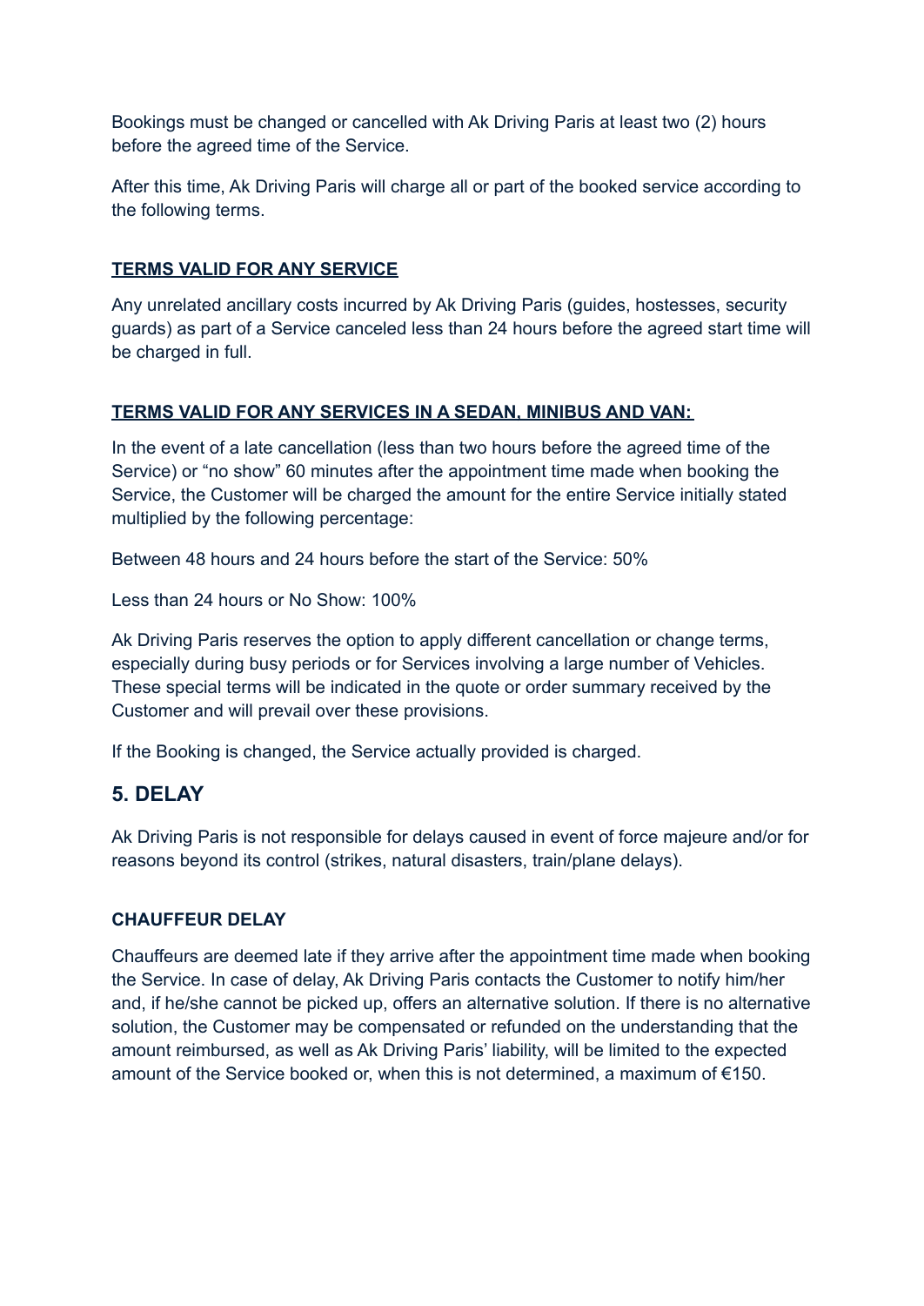Bookings must be changed or cancelled with Ak Driving Paris at least two (2) hours before the agreed time of the Service.

After this time, Ak Driving Paris will charge all or part of the booked service according to the following terms.

**TERMS VALID FOR ANY SERVICE**

Any unrelated ancillary costs incurred by Ak Driving Paris (guides, hostesses, security guards) as part of a Service canceled less than 24 hours before the agreed start time will be charged in full.

**TERMS VALID FOR ANY SERVICES IN A SEDAN, MINIBUS AND VAN:**

In the event of a late cancellation (less than two hours before the agreed time of the Service) or “no show” 60 minutes after the appointment time made when booking the Service, the Customer will be charged the amount for the entire Service initially stated multiplied by the following percentage:

Between 48 hours and 24 hours before the start of the Service: 50%

Less than 24 hours or No Show: 100%

Ak Driving Paris reserves the option to apply different cancellation or change terms, especially during busy periods or for Services involving a large number of Vehicles. These special terms will be indicated in the quote or order summary received by the Customer and will prevail over these provisions.

If the Booking is changed, the Service actually provided is charged.

## 5. DELAY

Ak Driving Paris is not responsible for delays caused in event of force majeure and/or for reasons beyond its control (strikes, natural disasters, train/plane delays).

**CHAUFFEUR DELAY**

Chauffeurs are deemed late if they arrive after the appointment time made when booking the Service. In case of delay, Ak Driving Paris contacts the Customer to notify him/her and, if he/she cannot be picked up, offers an alternative solution. If there is no alternative solution, the Customer may be compensated or refunded on the understanding that the amount reimbursed, as well as Ak Driving Paris’ liability, will be limited to the expected amount of the Service booked or, when this is not determined, a maximum of €150.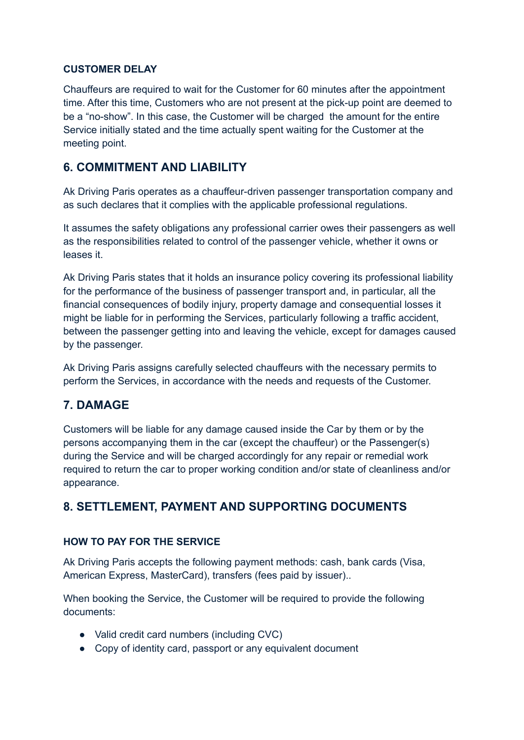#### CUSTOMER DELAY

Chauffeurs are required to wait for the Customer for 60 minutes after the appointment time. After this time, Customers who are not present at the pick-up point are deemed to be a "no-show". In this case, the Customer will be charged the amount for the entire Service initially stated and the time actually spent waiting for the Customer at the meeting point.

## 6. COMMITMENT AND LIABILITY

Ak Driving Paris operates as a chauffeur-driven passenger transportation company and as such declares that it complies with the applicable professional regulations.

It assumes the safety obligations any professional carrier owes their passengers as well as the responsibilities related to control of the passenger vehicle, whether it owns or leases it.

Ak Driving Paris states that it holds an insurance policy covering its professional liability for the performance of the business of passenger transport and, in particular, all the financial consequences of bodily injury, property damage and consequential losses it might be liable for in performing the Services, particularly following a traffic accident, between the passenger getting into and leaving the vehicle, except for damages caused by the passenger.

Ak Driving Paris assigns carefully selected chauffeurs with the necessary permits to perform the Services, in accordance with the needs and requests of the Customer.

## 7. DAMAGE

Customers will be liable for any damage caused inside the Car by them or by the persons accompanying them in the car (except the chauffeur) or the Passenger(s) during the Service and will be charged accordingly for any repair or remedial work required to return the car to proper working condition and/or state of cleanliness and/or appearance.

## 8. SETTLEMENT, PAYMENT AND SUPPORTING DOCUMENTS

#### HOW TO PAY FOR THE SERVICE

Ak Driving Paris accepts the following payment methods: cash, bank cards (Visa, American Express, MasterCard), transfers (fees paid by issuer)..

When booking the Service, the Customer will be required to provide the following documents:

- Valid credit card numbers (including CVC)
- Copy of identity card, passport or any equivalent document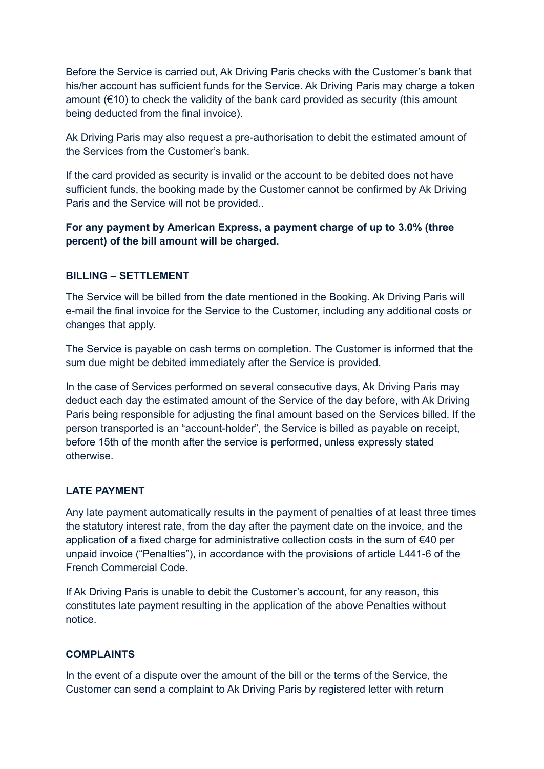Before the Service is carried out, Ak Driving Paris checks with the Customer's bank that his/her account has sufficient funds for the Service. Ak Driving Paris may charge a token amount (€10) to check the validity of the bank card provided as security (this amount being deducted from the final invoice).

Ak Driving Paris may also request a pre-authorisation to debit the estimated amount of the Services from the Customer's bank.

If the card provided as security is invalid or the account to be debited does not have sufficient funds, the booking made by the Customer cannot be confirmed by Ak Driving Paris and the Service will not be provided..

**For any payment by American Express, a payment charge of up to 3.0% (three percent) of the bill amount will be charged.**

**BILLING – SETTLEMENT**

The Service will be billed from the date mentioned in the Booking. Ak Driving Paris will e-mail the final invoice for the Service to the Customer, including any additional costs or changes that apply.

The Service is payable on cash terms on completion. The Customer is informed that the sum due might be debited immediately after the Service is provided.

In the case of Services performed on several consecutive days, Ak Driving Paris may deduct each day the estimated amount of the Service of the day before, with Ak Driving Paris being responsible for adjusting the final amount based on the Services billed. If the person transported is an "account-holder", the Service is billed as payable on receipt, before 15th of the month after the service is performed, unless expressly stated otherwise.

**LATE PAYMENT**

Any late payment automatically results in the payment of penalties of at least three times the statutory interest rate, from the day after the payment date on the invoice, and the application of a fixed charge for administrative collection costs in the sum of €40 per unpaid invoice ("Penalties"), in accordance with the provisions of article L441-6 of the French Commercial Code.

If Ak Driving Paris is unable to debit the Customer's account, for any reason, this constitutes late payment resulting in the application of the above Penalties without notice.

**COMPLAINTS**

In the event of a dispute over the amount of the bill or the terms of the Service, the Customer can send a complaint to Ak Driving Paris by registered letter with return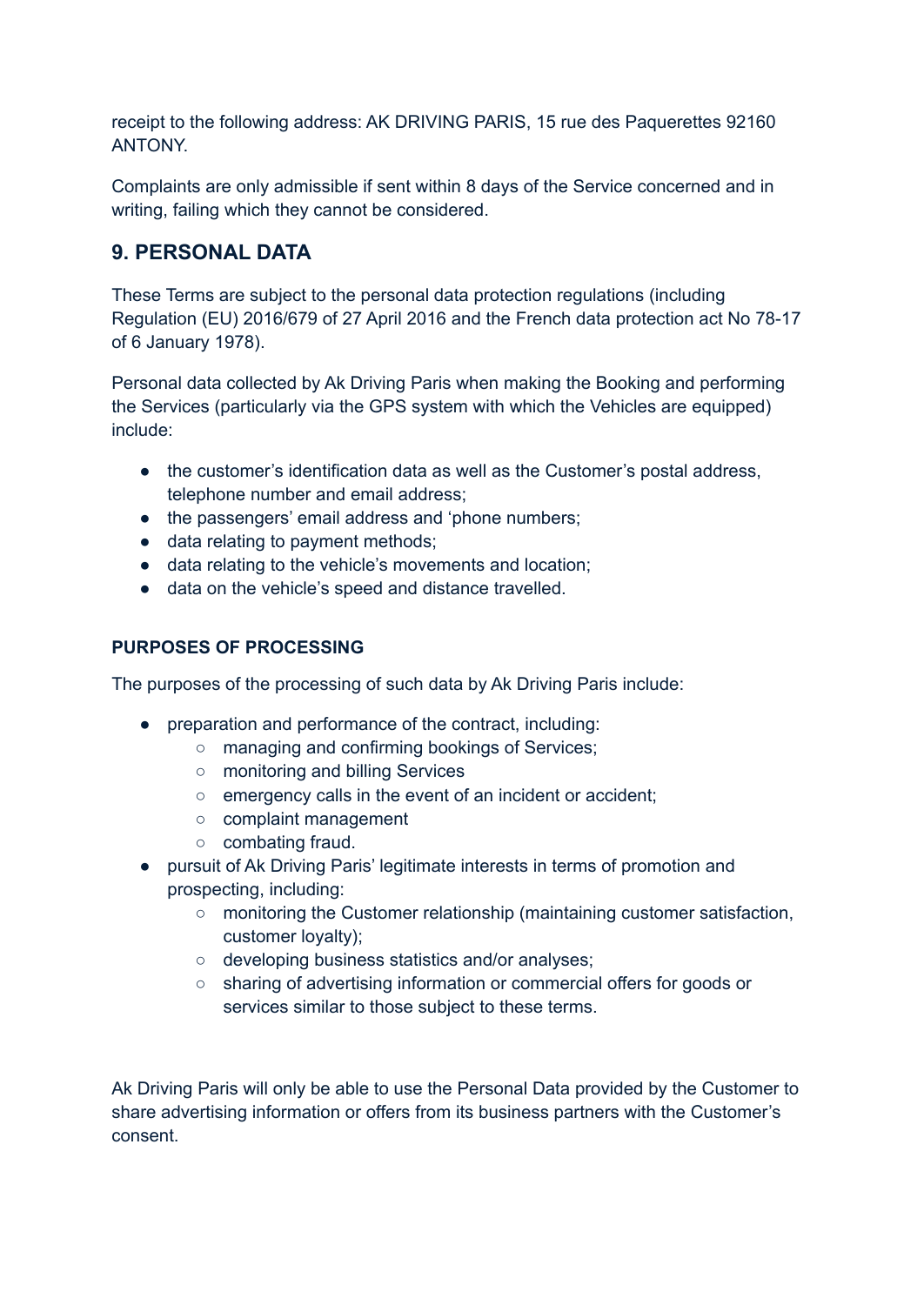receipt to the following address: AK DRIVING PARIS, 15 rue des Paquerettes 92160 ANTONY.

Complaints are only admissible if sent within 8 days of the Service concerned and in writing, failing which they cannot be considered.

## 9. PERSONAL DATA

These Terms are subject to the personal data protection regulations (including Regulation (EU) 2016/679 of 27 April 2016 and the French data protection act No 78-17 of 6 January 1978).

Personal data collected by Ak Driving Paris when making the Booking and performing the Services (particularly via the GPS system with which the Vehicles are equipped) include:

- the customer's identification data as well as the Customer's postal address, telephone number and email address;
- the passengers' email address and 'phone numbers;
- data relating to payment methods;
- data relating to the vehicle's movements and location;
- data on the vehicle's speed and distance travelled.

### PURPOSES OF PROCESSING

The purposes of the processing of such data by Ak Driving Paris include:

- preparation and performance of the contract, including:
  - managing and confirming bookings of Services;
  - monitoring and billing Services
  - emergency calls in the event of an incident or accident;
  - complaint management
  - combating fraud.
- pursuit of Ak Driving Paris' legitimate interests in terms of promotion and prospecting, including:
  - monitoring the Customer relationship (maintaining customer satisfaction, customer loyalty);
  - developing business statistics and/or analyses;
  - sharing of advertising information or commercial offers for goods or services similar to those subject to these terms.

Ak Driving Paris will only be able to use the Personal Data provided by the Customer to share advertising information or offers from its business partners with the Customer's consent.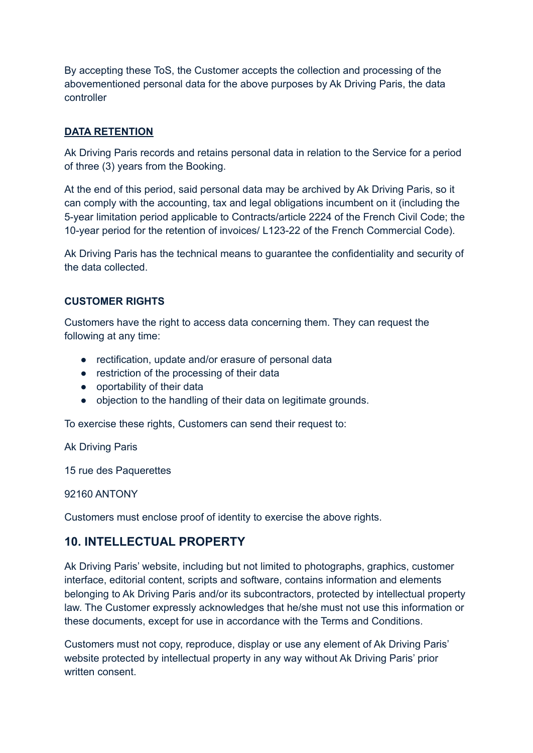By accepting these ToS, the Customer accepts the collection and processing of the abovementioned personal data for the above purposes by Ak Driving Paris, the data controller

### DATA RETENTION

Ak Driving Paris records and retains personal data in relation to the Service for a period of three (3) years from the Booking.

At the end of this period, said personal data may be archived by Ak Driving Paris, so it can comply with the accounting, tax and legal obligations incumbent on it (including the 5-year limitation period applicable to Contracts/article 2224 of the French Civil Code; the 10-year period for the retention of invoices/ L123-22 of the French Commercial Code).

Ak Driving Paris has the technical means to guarantee the confidentiality and security of the data collected.

### CUSTOMER RIGHTS

Customers have the right to access data concerning them. They can request the following at any time:

- rectification, update and/or erasure of personal data
- restriction of the processing of their data
- oportability of their data
- objection to the handling of their data on legitimate grounds.

To exercise these rights, Customers can send their request to:

Ak Driving Paris

15 rue des Paquerettes

92160 ANTONY

Customers must enclose proof of identity to exercise the above rights.

## 10. INTELLECTUAL PROPERTY

Ak Driving Paris' website, including but not limited to photographs, graphics, customer interface, editorial content, scripts and software, contains information and elements belonging to Ak Driving Paris and/or its subcontractors, protected by intellectual property law. The Customer expressly acknowledges that he/she must not use this information or these documents, except for use in accordance with the Terms and Conditions.

Customers must not copy, reproduce, display or use any element of Ak Driving Paris' website protected by intellectual property in any way without Ak Driving Paris' prior written consent.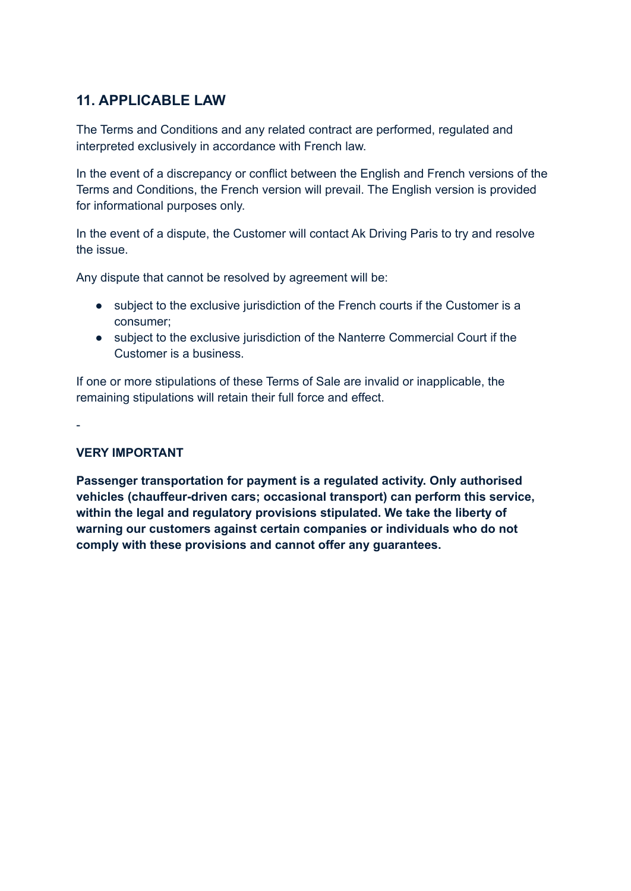## 11. APPLICABLE LAW

The Terms and Conditions and any related contract are performed, regulated and interpreted exclusively in accordance with French law.

In the event of a discrepancy or conflict between the English and French versions of the Terms and Conditions, the French version will prevail. The English version is provided for informational purposes only.

In the event of a dispute, the Customer will contact Ak Driving Paris to try and resolve the issue.

Any dispute that cannot be resolved by agreement will be:

- subject to the exclusive jurisdiction of the French courts if the Customer is a consumer;
- subject to the exclusive jurisdiction of the Nanterre Commercial Court if the Customer is a business.

If one or more stipulations of these Terms of Sale are invalid or inapplicable, the remaining stipulations will retain their full force and effect.

-

**VERY IMPORTANT**

**Passenger transportation for payment is a regulated activity. Only authorised vehicles (chauffeur-driven cars; occasional transport) can perform this service, within the legal and regulatory provisions stipulated. We take the liberty of warning our customers against certain companies or individuals who do not comply with these provisions and cannot offer any guarantees.**